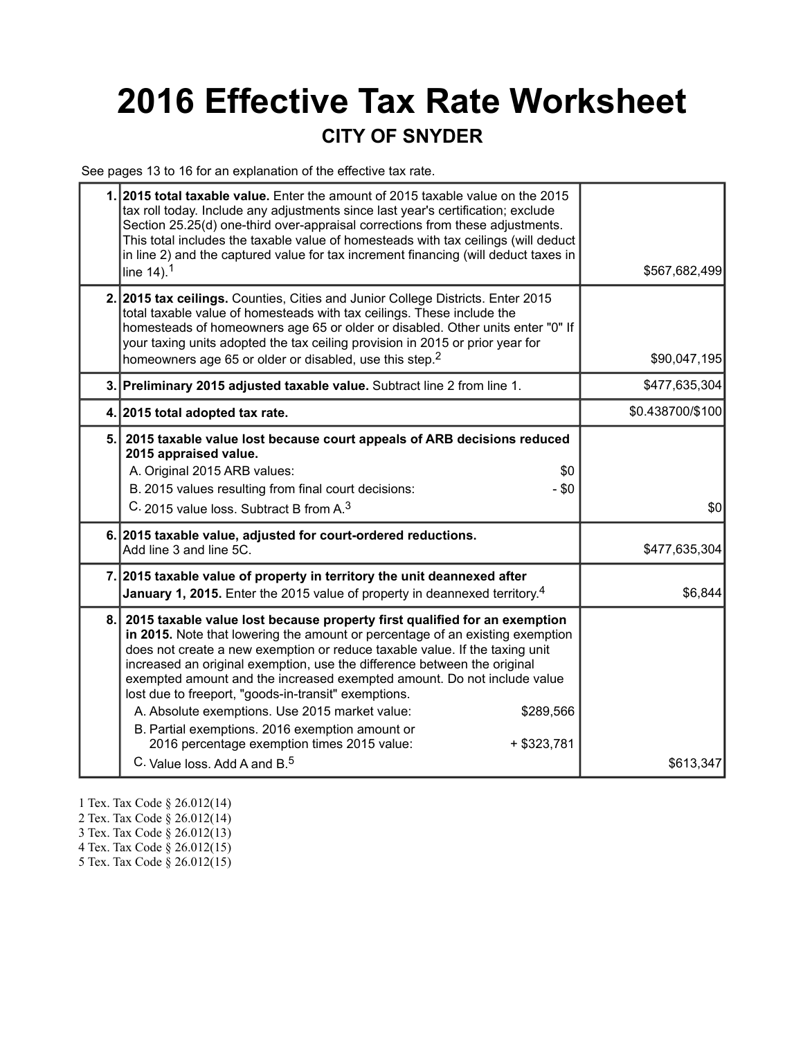# 2016 Effective Tax Rate Worksheet

## CITY OF SNYDER

See pages 13 to 16 for an explanation of the effective tax rate.

| | | |
|---|---|---|
| 1. | **2015 total taxable value.** Enter the amount of 2015 taxable value on the 2015 tax roll today. Include any adjustments since last year's certification; exclude Section 25.25(d) one-third over-appraisal corrections from these adjustments. This total includes the taxable value of homesteads with tax ceilings (will deduct in line 2) and the captured value for tax increment financing (will deduct taxes in line 14).[1] | $567,682,499 |
| 2. | **2015 tax ceilings.** Counties, Cities and Junior College Districts. Enter 2015 total taxable value of homesteads with tax ceilings. These include the homesteads of homeowners age 65 or older or disabled. Other units enter "0" If your taxing units adopted the tax ceiling provision in 2015 or prior year for homeowners age 65 or older or disabled, use this step.[2] | $90,047,195 |
| 3. | **Preliminary 2015 adjusted taxable value.** Subtract line 2 from line 1. | $477,635,304 |
| 4. | **2015 total adopted tax rate.** | $0.438700/$100 |
| 5. | **2015 taxable value lost because court appeals of ARB decisions reduced 2015 appraised value.**<br>A. Original 2015 ARB values: $0<br>B. 2015 values resulting from final court decisions: - $0<br>C. 2015 value loss. Subtract B from A.[3] | $0 |
| 6. | **2015 taxable value, adjusted for court-ordered reductions.** Add line 3 and line 5C. | $477,635,304 |
| 7. | **2015 taxable value of property in territory the unit deannexed after January 1, 2015.** Enter the 2015 value of property in deannexed territory.[4] | $6,844 |
| 8. | **2015 taxable value lost because property first qualified for an exemption in 2015.** Note that lowering the amount or percentage of an existing exemption does not create a new exemption or reduce taxable value. If the taxing unit increased an original exemption, use the difference between the original exempted amount and the increased exempted amount. Do not include value lost due to freeport, "goods-in-transit" exemptions.<br>A. Absolute exemptions. Use 2015 market value: $289,566<br>B. Partial exemptions. 2016 exemption amount or 2016 percentage exemption times 2015 value: + $323,781<br>C. Value loss. Add A and B.[5] | $613,347 |

1 Tex. Tax Code § 26.012(14)
2 Tex. Tax Code § 26.012(14)
3 Tex. Tax Code § 26.012(13)
4 Tex. Tax Code § 26.012(15)
5 Tex. Tax Code § 26.012(15)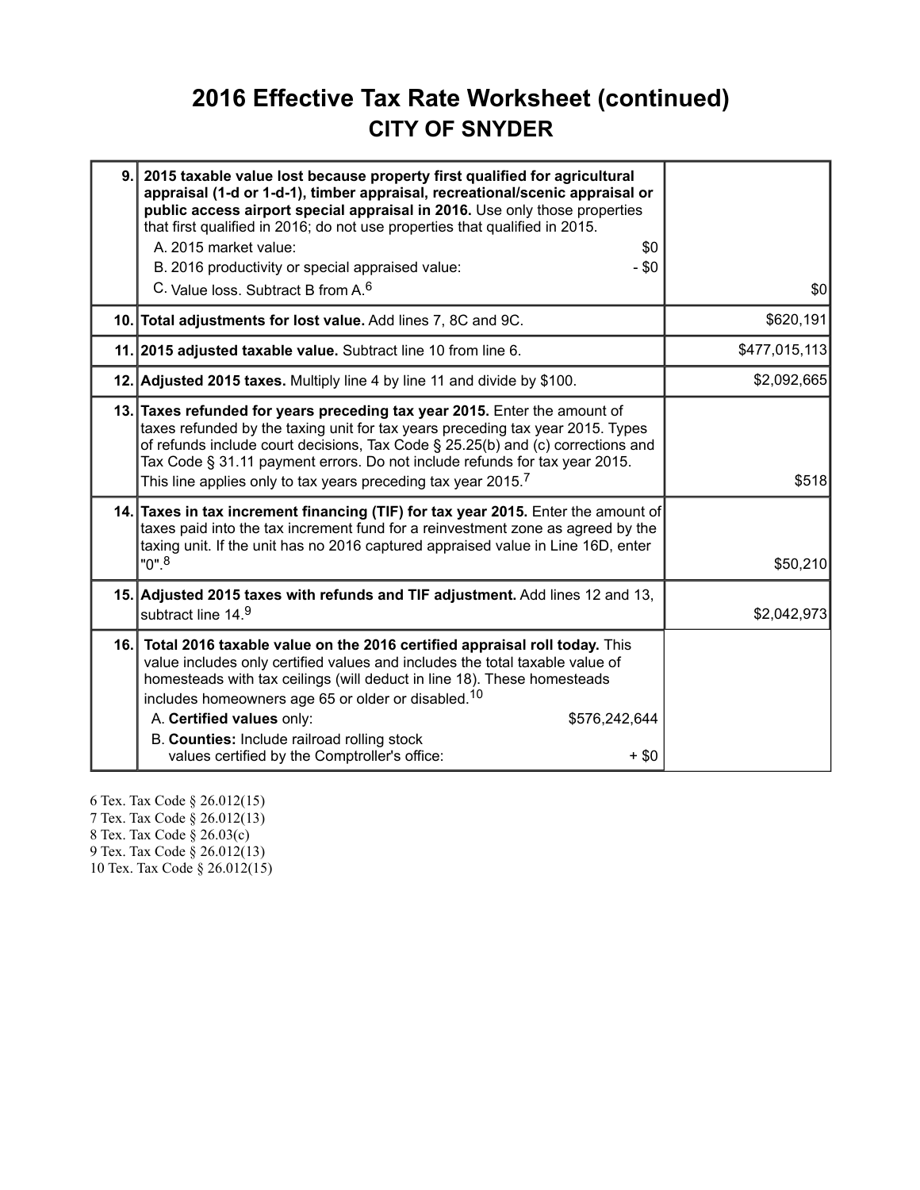# 2016 Effective Tax Rate Worksheet (continued)

## CITY OF SNYDER

| | | |
|---|---|---|
| 9. | **2015 taxable value lost because property first qualified for agricultural appraisal (1-d or 1-d-1), timber appraisal, recreational/scenic appraisal or public access airport special appraisal in 2016.** Use only those properties that first qualified in 2016; do not use properties that qualified in 2015.<br>A. 2015 market value: $0<br>B. 2016 productivity or special appraised value: - $0<br>C. Value loss. Subtract B from A.[6] | $0 |
| 10. | **Total adjustments for lost value.** Add lines 7, 8C and 9C. | $620,191 |
| 11. | **2015 adjusted taxable value.** Subtract line 10 from line 6. | $477,015,113 |
| 12. | **Adjusted 2015 taxes.** Multiply line 4 by line 11 and divide by $100. | $2,092,665 |
| 13. | **Taxes refunded for years preceding tax year 2015.** Enter the amount of taxes refunded by the taxing unit for tax years preceding tax year 2015. Types of refunds include court decisions, Tax Code § 25.25(b) and (c) corrections and Tax Code § 31.11 payment errors. Do not include refunds for tax year 2015. This line applies only to tax years preceding tax year 2015.[7] | $518 |
| 14. | **Taxes in tax increment financing (TIF) for tax year 2015.** Enter the amount of taxes paid into the tax increment fund for a reinvestment zone as agreed by the taxing unit. If the unit has no 2016 captured appraised value in Line 16D, enter "0".[8] | $50,210 |
| 15. | **Adjusted 2015 taxes with refunds and TIF adjustment.** Add lines 12 and 13, subtract line 14.[9] | $2,042,973 |
| 16. | **Total 2016 taxable value on the 2016 certified appraisal roll today.** This value includes only certified values and includes the total taxable value of homesteads with tax ceilings (will deduct in line 18). These homesteads includes homeowners age 65 or older or disabled.[10]<br>A. **Certified values** only: $576,242,644<br>B. **Counties:** Include railroad rolling stock values certified by the Comptroller's office: + $0 | |

6 Tex. Tax Code § 26.012(15)
7 Tex. Tax Code § 26.012(13)
8 Tex. Tax Code § 26.03(c)
9 Tex. Tax Code § 26.012(13)
10 Tex. Tax Code § 26.012(15)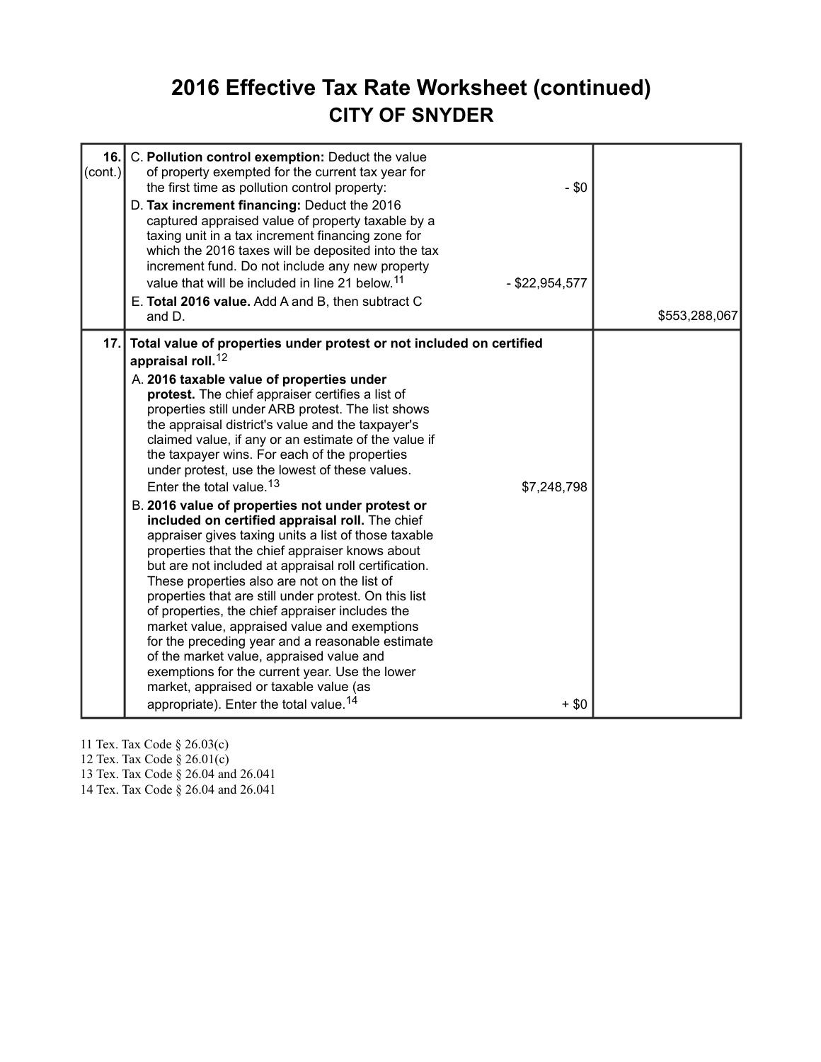# 2016 Effective Tax Rate Worksheet (continued)

## CITY OF SNYDER

| Line | Description | Amount | Total |
|---|---|---|---|
| 16. (cont.) | C. **Pollution control exemption:** Deduct the value of property exempted for the current tax year for the first time as pollution control property: | - $0 | |
| | D. **Tax increment financing:** Deduct the 2016 captured appraised value of property taxable by a taxing unit in a tax increment financing zone for which the 2016 taxes will be deposited into the tax increment fund. Do not include any new property value that will be included in line 21 below.[11] | - $22,954,577 | |
| | E. **Total 2016 value.** Add A and B, then subtract C and D. | | $553,288,067 |
| 17. | **Total value of properties under protest or not included on certified appraisal roll.**[12] | | |
| | A. **2016 taxable value of properties under protest.** The chief appraiser certifies a list of properties still under ARB protest. The list shows the appraisal district's value and the taxpayer's claimed value, if any or an estimate of the value if the taxpayer wins. For each of the properties under protest, use the lowest of these values. Enter the total value.[13] | $7,248,798 | |
| | B. **2016 value of properties not under protest or included on certified appraisal roll.** The chief appraiser gives taxing units a list of those taxable properties that the chief appraiser knows about but are not included at appraisal roll certification. These properties also are not on the list of properties that are still under protest. On this list of properties, the chief appraiser includes the market value, appraised value and exemptions for the preceding year and a reasonable estimate of the market value, appraised value and exemptions for the current year. Use the lower market, appraised or taxable value (as appropriate). Enter the total value.[14] | + $0 | |

11 Tex. Tax Code § 26.03(c)
12 Tex. Tax Code § 26.01(c)
13 Tex. Tax Code § 26.04 and 26.041
14 Tex. Tax Code § 26.04 and 26.041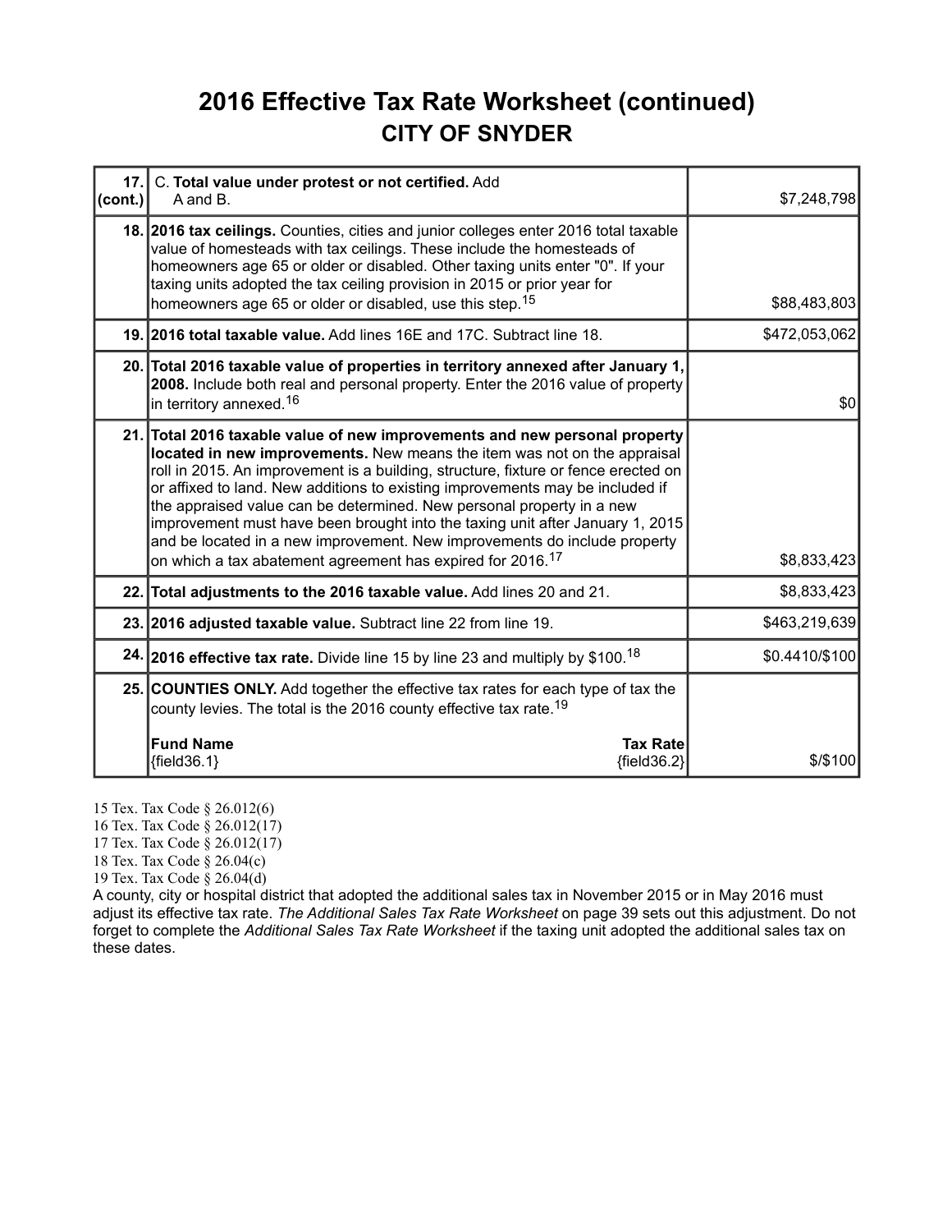# 2016 Effective Tax Rate Worksheet (continued)

## CITY OF SNYDER

| | | |
|---|---|---|
| **17. (cont.)** | C. **Total value under protest or not certified.** Add A and B. | $7,248,798 |
| **18.** | **2016 tax ceilings.** Counties, cities and junior colleges enter 2016 total taxable value of homesteads with tax ceilings. These include the homesteads of homeowners age 65 or older or disabled. Other taxing units enter "0". If your taxing units adopted the tax ceiling provision in 2015 or prior year for homeowners age 65 or older or disabled, use this step.[15] | $88,483,803 |
| **19.** | **2016 total taxable value.** Add lines 16E and 17C. Subtract line 18. | $472,053,062 |
| **20.** | **Total 2016 taxable value of properties in territory annexed after January 1, 2008.** Include both real and personal property. Enter the 2016 value of property in territory annexed.[16] | $0 |
| **21.** | **Total 2016 taxable value of new improvements and new personal property located in new improvements.** New means the item was not on the appraisal roll in 2015. An improvement is a building, structure, fixture or fence erected on or affixed to land. New additions to existing improvements may be included if the appraised value can be determined. New personal property in a new improvement must have been brought into the taxing unit after January 1, 2015 and be located in a new improvement. New improvements do include property on which a tax abatement agreement has expired for 2016.[17] | $8,833,423 |
| **22.** | **Total adjustments to the 2016 taxable value.** Add lines 20 and 21. | $8,833,423 |
| **23.** | **2016 adjusted taxable value.** Subtract line 22 from line 19. | $463,219,639 |
| **24.** | **2016 effective tax rate.** Divide line 15 by line 23 and multiply by $100.[18] | $0.4410/$100 |
| **25.** | **COUNTIES ONLY.** Add together the effective tax rates for each type of tax the county levies. The total is the 2016 county effective tax rate.[19]<br><br>**Fund Name** / **Tax Rate**<br>{field36.1} / {field36.2} | $/$100 |

15 Tex. Tax Code § 26.012(6)
16 Tex. Tax Code § 26.012(17)
17 Tex. Tax Code § 26.012(17)
18 Tex. Tax Code § 26.04(c)
19 Tex. Tax Code § 26.04(d)

A county, city or hospital district that adopted the additional sales tax in November 2015 or in May 2016 must adjust its effective tax rate. *The Additional Sales Tax Rate Worksheet* on page 39 sets out this adjustment. Do not forget to complete the *Additional Sales Tax Rate Worksheet* if the taxing unit adopted the additional sales tax on these dates.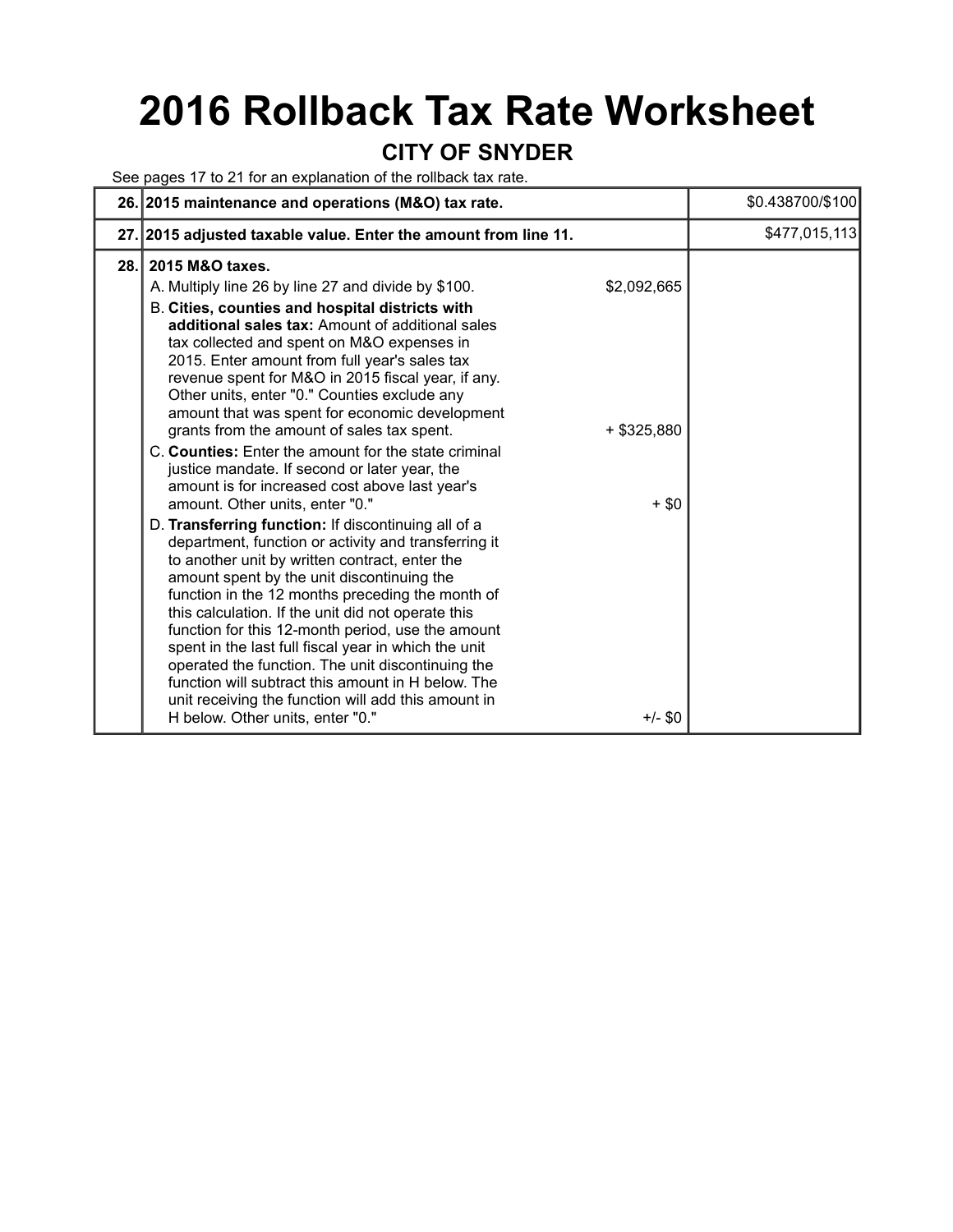# 2016 Rollback Tax Rate Worksheet

## CITY OF SNYDER

See pages 17 to 21 for an explanation of the rollback tax rate.

| | | | |
|---|---|---|---|
| 26. | **2015 maintenance and operations (M&O) tax rate.** | | $0.438700/$100 |
| 27. | **2015 adjusted taxable value. Enter the amount from line 11.** | | $477,015,113 |
| 28. | **2015 M&O taxes.**<br>A. Multiply line 26 by line 27 and divide by $100.<br>B. **Cities, counties and hospital districts with additional sales tax:** Amount of additional sales tax collected and spent on M&O expenses in 2015. Enter amount from full year's sales tax revenue spent for M&O in 2015 fiscal year, if any. Other units, enter "0." Counties exclude any amount that was spent for economic development grants from the amount of sales tax spent.<br>C. **Counties:** Enter the amount for the state criminal justice mandate. If second or later year, the amount is for increased cost above last year's amount. Other units, enter "0."<br>D. **Transferring function:** If discontinuing all of a department, function or activity and transferring it to another unit by written contract, enter the amount spent by the unit discontinuing the function in the 12 months preceding the month of this calculation. If the unit did not operate this function for this 12-month period, use the amount spent in the last full fiscal year in which the unit operated the function. The unit discontinuing the function will subtract this amount in H below. The unit receiving the function will add this amount in H below. Other units, enter "0." | $2,092,665<br><br>+ $325,880<br><br>+ $0<br><br>+/- $0 | |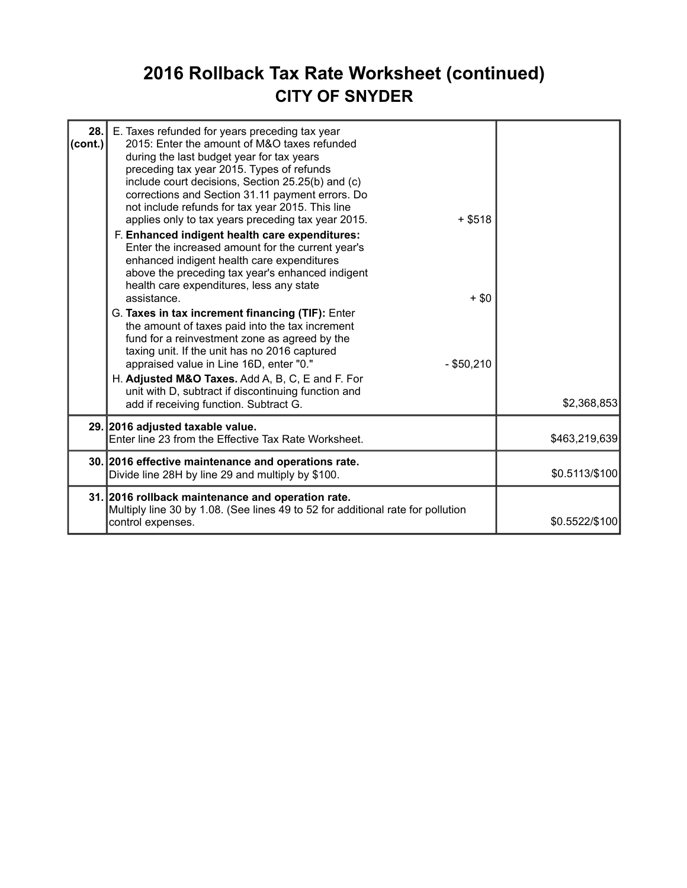# 2016 Rollback Tax Rate Worksheet (continued)

## CITY OF SNYDER

| Line | Description | Sub-amount | Amount |
|---|---|---|---|
| 28. (cont.) | E. Taxes refunded for years preceding tax year 2015: Enter the amount of M&O taxes refunded during the last budget year for tax years preceding tax year 2015. Types of refunds include court decisions, Section 25.25(b) and (c) corrections and Section 31.11 payment errors. Do not include refunds for tax year 2015. This line applies only to tax years preceding tax year 2015. | + $518 | |
| | F. **Enhanced indigent health care expenditures:** Enter the increased amount for the current year's enhanced indigent health care expenditures above the preceding tax year's enhanced indigent health care expenditures, less any state assistance. | + $0 | |
| | G. **Taxes in tax increment financing (TIF):** Enter the amount of taxes paid into the tax increment fund for a reinvestment zone as agreed by the taxing unit. If the unit has no 2016 captured appraised value in Line 16D, enter "0." | - $50,210 | |
| | H. **Adjusted M&O Taxes.** Add A, B, C, E and F. For unit with D, subtract if discontinuing function and add if receiving function. Subtract G. | | $2,368,853 |
| 29. | **2016 adjusted taxable value.** Enter line 23 from the Effective Tax Rate Worksheet. | | $463,219,639 |
| 30. | **2016 effective maintenance and operations rate.** Divide line 28H by line 29 and multiply by $100. | | $0.5113/$100 |
| 31. | **2016 rollback maintenance and operation rate.** Multiply line 30 by 1.08. (See lines 49 to 52 for additional rate for pollution control expenses. | | $0.5522/$100 |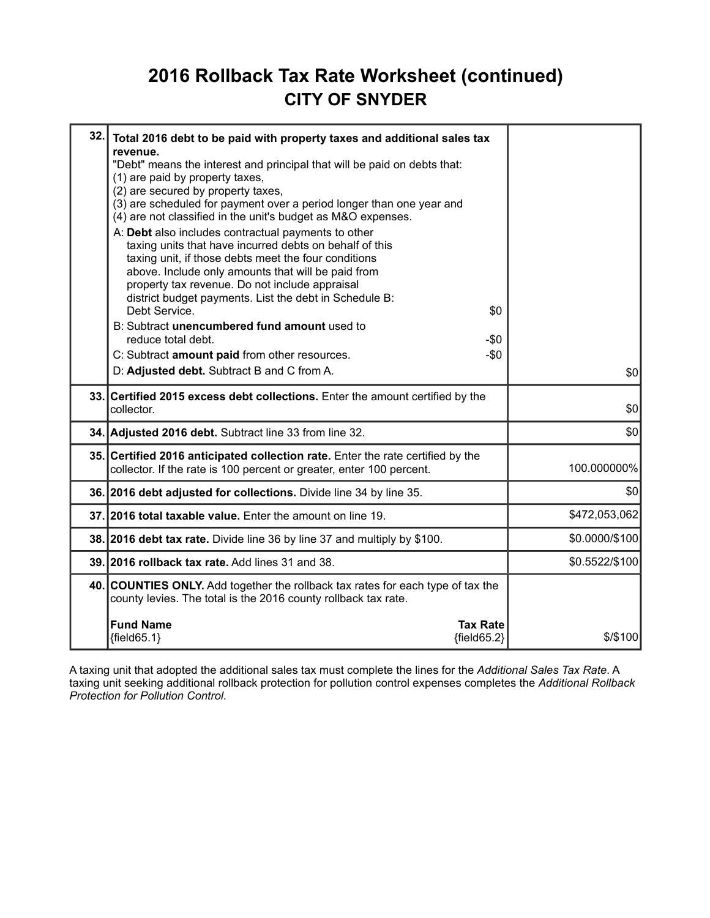# 2016 Rollback Tax Rate Worksheet (continued)

## CITY OF SNYDER

| | | |
|---|---|---|
| 32. | **Total 2016 debt to be paid with property taxes and additional sales tax revenue.**<br>"Debt" means the interest and principal that will be paid on debts that:<br>(1) are paid by property taxes,<br>(2) are secured by property taxes,<br>(3) are scheduled for payment over a period longer than one year and<br>(4) are not classified in the unit's budget as M&O expenses.<br>A: **Debt** also includes contractual payments to other taxing units that have incurred debts on behalf of this taxing unit, if those debts meet the four conditions above. Include only amounts that will be paid from property tax revenue. Do not include appraisal district budget payments. List the debt in Schedule B: Debt Service. $0<br>B: Subtract **unencumbered fund amount** used to reduce total debt. -$0<br>C: Subtract **amount paid** from other resources. -$0<br>D: **Adjusted debt.** Subtract B and C from A. | $0 |
| 33. | **Certified 2015 excess debt collections.** Enter the amount certified by the collector. | $0 |
| 34. | **Adjusted 2016 debt.** Subtract line 33 from line 32. | $0 |
| 35. | **Certified 2016 anticipated collection rate.** Enter the rate certified by the collector. If the rate is 100 percent or greater, enter 100 percent. | 100.000000% |
| 36. | **2016 debt adjusted for collections.** Divide line 34 by line 35. | $0 |
| 37. | **2016 total taxable value.** Enter the amount on line 19. | $472,053,062 |
| 38. | **2016 debt tax rate.** Divide line 36 by line 37 and multiply by $100. | $0.0000/$100 |
| 39. | **2016 rollback tax rate.** Add lines 31 and 38. | $0.5522/$100 |
| 40. | **COUNTIES ONLY.** Add together the rollback tax rates for each type of tax the county levies. The total is the 2016 county rollback tax rate.<br>**Fund Name** — **Tax Rate**<br>{field65.1} — {field65.2} | $/$100 |

A taxing unit that adopted the additional sales tax must complete the lines for the *Additional Sales Tax Rate*. A taxing unit seeking additional rollback protection for pollution control expenses completes the *Additional Rollback Protection for Pollution Control*.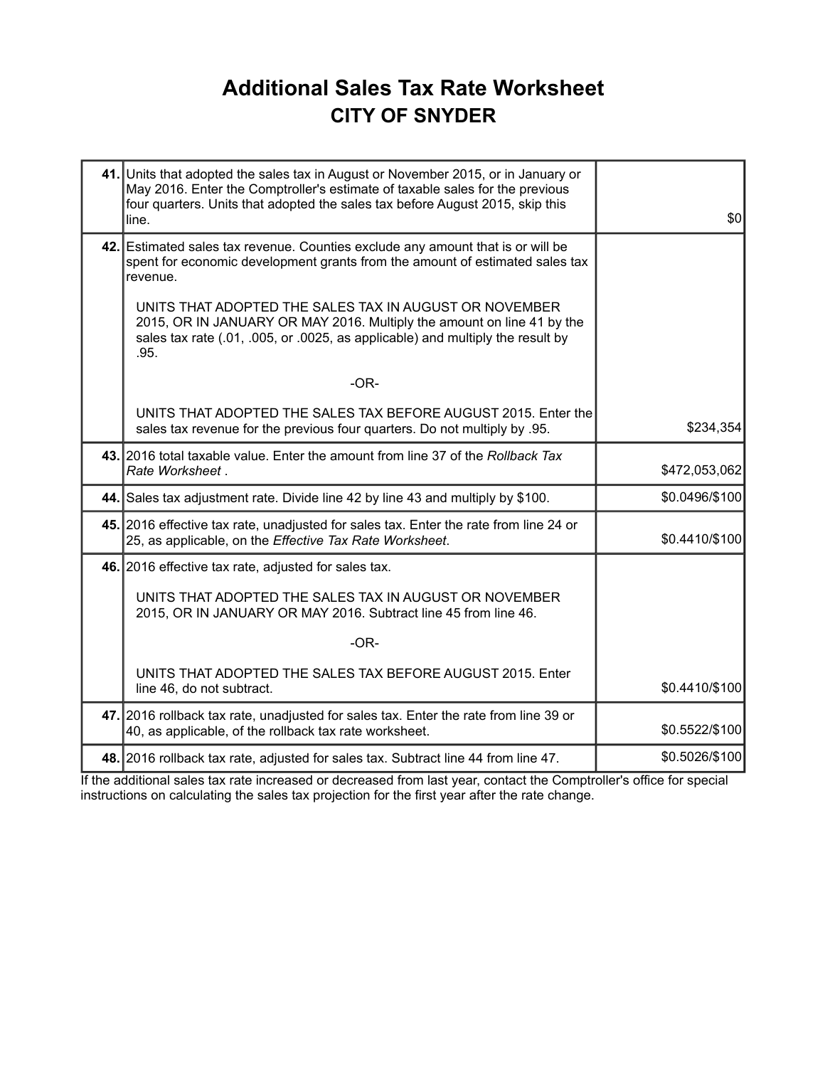# Additional Sales Tax Rate Worksheet

## CITY OF SNYDER

| | | |
|---|---|---|
| **41.** | Units that adopted the sales tax in August or November 2015, or in January or May 2016. Enter the Comptroller's estimate of taxable sales for the previous four quarters. Units that adopted the sales tax before August 2015, skip this line. | $0 |
| **42.** | Estimated sales tax revenue. Counties exclude any amount that is or will be spent for economic development grants from the amount of estimated sales tax revenue.<br><br>UNITS THAT ADOPTED THE SALES TAX IN AUGUST OR NOVEMBER 2015, OR IN JANUARY OR MAY 2016. Multiply the amount on line 41 by the sales tax rate (.01, .005, or .0025, as applicable) and multiply the result by .95.<br><br>-OR-<br><br>UNITS THAT ADOPTED THE SALES TAX BEFORE AUGUST 2015. Enter the sales tax revenue for the previous four quarters. Do not multiply by .95. | $234,354 |
| **43.** | 2016 total taxable value. Enter the amount from line 37 of the *Rollback Tax Rate Worksheet* . | $472,053,062 |
| **44.** | Sales tax adjustment rate. Divide line 42 by line 43 and multiply by $100. | $0.0496/$100 |
| **45.** | 2016 effective tax rate, unadjusted for sales tax. Enter the rate from line 24 or 25, as applicable, on the *Effective Tax Rate Worksheet*. | $0.4410/$100 |
| **46.** | 2016 effective tax rate, adjusted for sales tax.<br><br>UNITS THAT ADOPTED THE SALES TAX IN AUGUST OR NOVEMBER 2015, OR IN JANUARY OR MAY 2016. Subtract line 45 from line 46.<br><br>-OR-<br><br>UNITS THAT ADOPTED THE SALES TAX BEFORE AUGUST 2015. Enter line 46, do not subtract. | $0.4410/$100 |
| **47.** | 2016 rollback tax rate, unadjusted for sales tax. Enter the rate from line 39 or 40, as applicable, of the rollback tax rate worksheet. | $0.5522/$100 |
| **48.** | 2016 rollback tax rate, adjusted for sales tax. Subtract line 44 from line 47. | $0.5026/$100 |

If the additional sales tax rate increased or decreased from last year, contact the Comptroller's office for special instructions on calculating the sales tax projection for the first year after the rate change.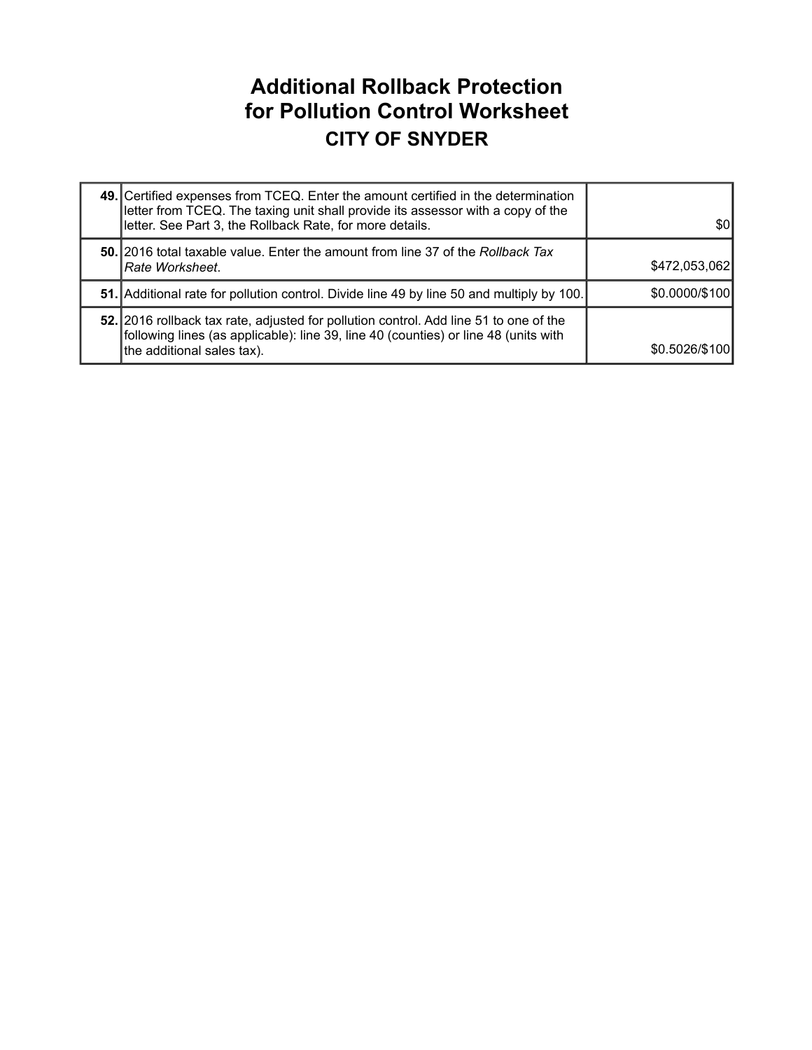# Additional Rollback Protection for Pollution Control Worksheet

## CITY OF SNYDER

| | | |
|---|---|---|
| **49.** | Certified expenses from TCEQ. Enter the amount certified in the determination letter from TCEQ. The taxing unit shall provide its assessor with a copy of the letter. See Part 3, the Rollback Rate, for more details. | $0 |
| **50.** | 2016 total taxable value. Enter the amount from line 37 of the *Rollback Tax Rate Worksheet*. | $472,053,062 |
| **51.** | Additional rate for pollution control. Divide line 49 by line 50 and multiply by 100. | $0.0000/$100 |
| **52.** | 2016 rollback tax rate, adjusted for pollution control. Add line 51 to one of the following lines (as applicable): line 39, line 40 (counties) or line 48 (units with the additional sales tax). | $0.5026/$100 |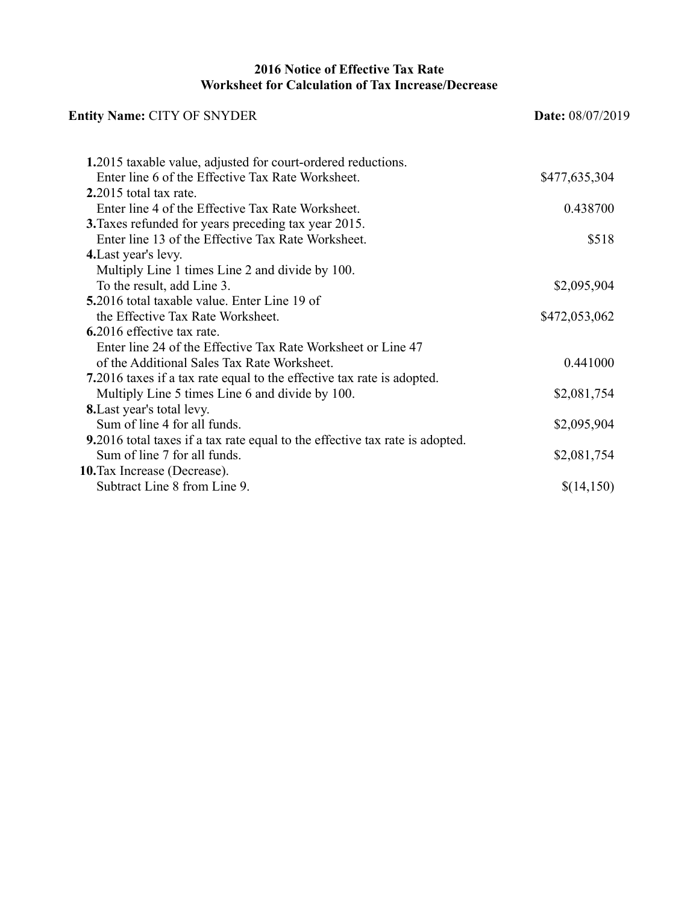# 2016 Notice of Effective Tax Rate
## Worksheet for Calculation of Tax Increase/Decrease

**Entity Name:** CITY OF SNYDER **Date:** 08/07/2019

| | |
|---|---|
| **1.** 2015 taxable value, adjusted for court-ordered reductions. Enter line 6 of the Effective Tax Rate Worksheet. | $477,635,304 |
| **2.** 2015 total tax rate. Enter line 4 of the Effective Tax Rate Worksheet. | 0.438700 |
| **3.** Taxes refunded for years preceding tax year 2015. Enter line 13 of the Effective Tax Rate Worksheet. | $518 |
| **4.** Last year's levy. Multiply Line 1 times Line 2 and divide by 100. To the result, add Line 3. | $2,095,904 |
| **5.** 2016 total taxable value. Enter Line 19 of the Effective Tax Rate Worksheet. | $472,053,062 |
| **6.** 2016 effective tax rate. Enter line 24 of the Effective Tax Rate Worksheet or Line 47 of the Additional Sales Tax Rate Worksheet. | 0.441000 |
| **7.** 2016 taxes if a tax rate equal to the effective tax rate is adopted. Multiply Line 5 times Line 6 and divide by 100. | $2,081,754 |
| **8.** Last year's total levy. Sum of line 4 for all funds. | $2,095,904 |
| **9.** 2016 total taxes if a tax rate equal to the effective tax rate is adopted. Sum of line 7 for all funds. | $2,081,754 |
| **10.** Tax Increase (Decrease). Subtract Line 8 from Line 9. | $(14,150) |